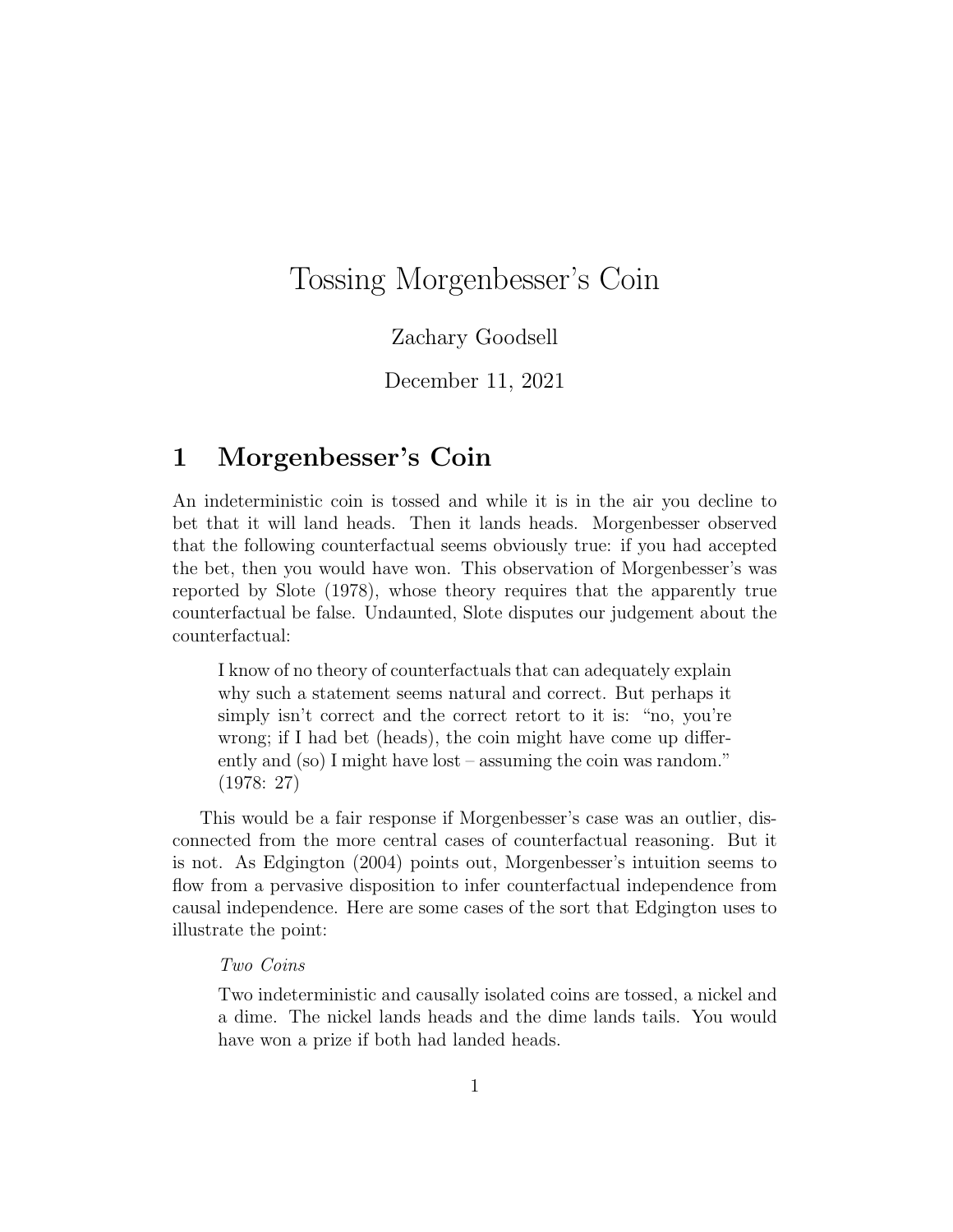# Tossing Morgenbesser's Coin

Zachary Goodsell

December 11, 2021

## 1 Morgenbesser's Coin

An indeterministic coin is tossed and while it is in the air you decline to bet that it will land heads. Then it lands heads. Morgenbesser observed that the following counterfactual seems obviously true: if you had accepted the bet, then you would have won. This observation of Morgenbesser's was reported by Slote (1978), whose theory requires that the apparently true counterfactual be false. Undaunted, Slote disputes our judgement about the counterfactual:

> I know of no theory of counterfactuals that can adequately explain why such a statement seems natural and correct. But perhaps it simply isn't correct and the correct retort to it is: "no, you're wrong; if I had bet (heads), the coin might have come up differently and (so) I might have lost – assuming the coin was random." (1978: 27)

This would be a fair response if Morgenbesser's case was an outlier, disconnected from the more central cases of counterfactual reasoning. But it is not. As Edgington (2004) points out, Morgenbesser's intuition seems to flow from a pervasive disposition to infer counterfactual independence from causal independence. Here are some cases of the sort that Edgington uses to illustrate the point:

> *Two Coins*
>
> Two indeterministic and causally isolated coins are tossed, a nickel and a dime. The nickel lands heads and the dime lands tails. You would have won a prize if both had landed heads.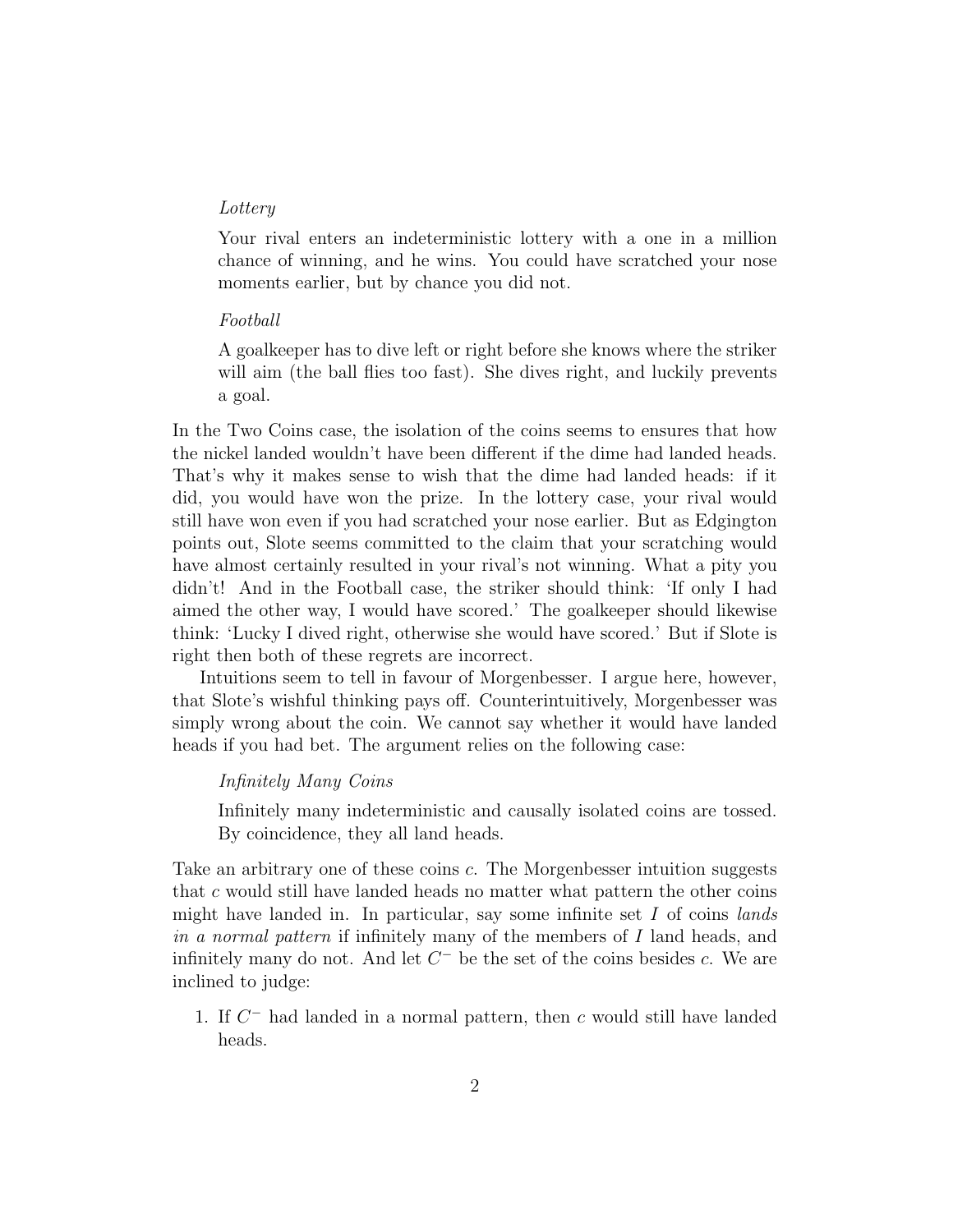> *Lottery*
>
> Your rival enters an indeterministic lottery with a one in a million chance of winning, and he wins. You could have scratched your nose moments earlier, but by chance you did not.

> *Football*
>
> A goalkeeper has to dive left or right before she knows where the striker will aim (the ball flies too fast). She dives right, and luckily prevents a goal.

In the Two Coins case, the isolation of the coins seems to ensures that how the nickel landed wouldn't have been different if the dime had landed heads. That's why it makes sense to wish that the dime had landed heads: if it did, you would have won the prize. In the lottery case, your rival would still have won even if you had scratched your nose earlier. But as Edgington points out, Slote seems committed to the claim that your scratching would have almost certainly resulted in your rival's not winning. What a pity you didn't! And in the Football case, the striker should think: 'If only I had aimed the other way, I would have scored.' The goalkeeper should likewise think: 'Lucky I dived right, otherwise she would have scored.' But if Slote is right then both of these regrets are incorrect.

Intuitions seem to tell in favour of Morgenbesser. I argue here, however, that Slote's wishful thinking pays off. Counterintuitively, Morgenbesser was simply wrong about the coin. We cannot say whether it would have landed heads if you had bet. The argument relies on the following case:

> *Infinitely Many Coins*
>
> Infinitely many indeterministic and causally isolated coins are tossed. By coincidence, they all land heads.

Take an arbitrary one of these coins $c$. The Morgenbesser intuition suggests that $c$ would still have landed heads no matter what pattern the other coins might have landed in. In particular, say some infinite set $I$ of coins *lands in a normal pattern* if infinitely many of the members of $I$ land heads, and infinitely many do not. And let $C^-$ be the set of the coins besides $c$. We are inclined to judge:

1. If $C^-$ had landed in a normal pattern, then $c$ would still have landed heads.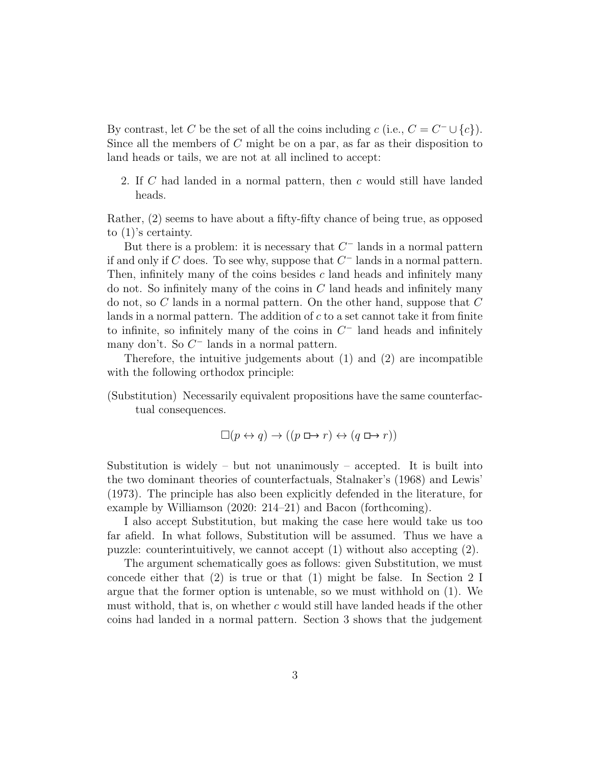By contrast, let $C$ be the set of all the coins including $c$ (i.e., $C = C^- \cup \{c\}$). Since all the members of $C$ might be on a par, as far as their disposition to land heads or tails, we are not at all inclined to accept:

2. If $C$ had landed in a normal pattern, then $c$ would still have landed heads.

Rather, (2) seems to have about a fifty-fifty chance of being true, as opposed to (1)'s certainty.

But there is a problem: it is necessary that $C^-$ lands in a normal pattern if and only if $C$ does. To see why, suppose that $C^-$ lands in a normal pattern. Then, infinitely many of the coins besides $c$ land heads and infinitely many do not. So infinitely many of the coins in $C$ land heads and infinitely many do not, so $C$ lands in a normal pattern. On the other hand, suppose that $C$ lands in a normal pattern. The addition of $c$ to a set cannot take it from finite to infinite, so infinitely many of the coins in $C^-$ land heads and infinitely many don't. So $C^-$ lands in a normal pattern.

Therefore, the intuitive judgements about (1) and (2) are incompatible with the following orthodox principle:

(Substitution) Necessarily equivalent propositions have the same counterfactual consequences.

$$\Box(p \leftrightarrow q) \rightarrow ((p \mathrel{\Box\!\!\rightarrow} r) \leftrightarrow (q \mathrel{\Box\!\!\rightarrow} r))$$

Substitution is widely – but not unanimously – accepted. It is built into the two dominant theories of counterfactuals, Stalnaker's (1968) and Lewis' (1973). The principle has also been explicitly defended in the literature, for example by Williamson (2020: 214–21) and Bacon (forthcoming).

I also accept Substitution, but making the case here would take us too far afield. In what follows, Substitution will be assumed. Thus we have a puzzle: counterintuitively, we cannot accept (1) without also accepting (2).

The argument schematically goes as follows: given Substitution, we must concede either that (2) is true or that (1) might be false. In Section 2 I argue that the former option is untenable, so we must withhold on (1). We must withold, that is, on whether $c$ would still have landed heads if the other coins had landed in a normal pattern. Section 3 shows that the judgement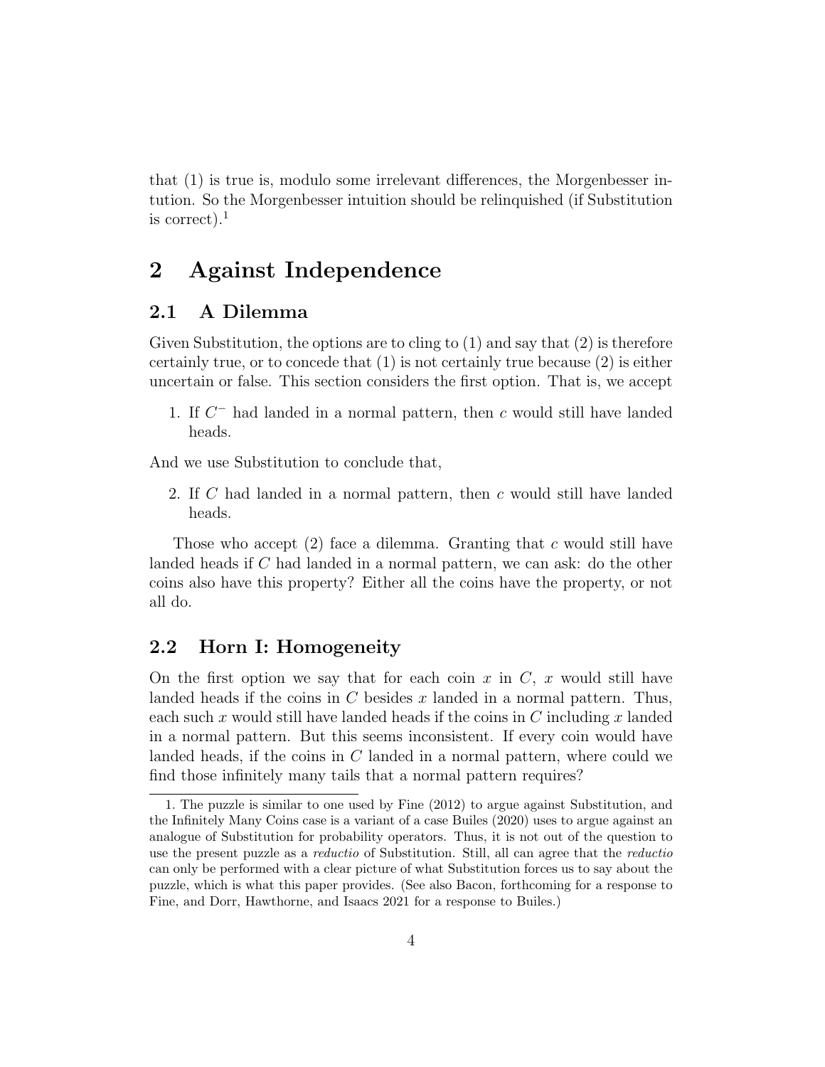that (1) is true is, modulo some irrelevant differences, the Morgenbesser intution. So the Morgenbesser intuition should be relinquished (if Substitution is correct).[1]

## 2 Against Independence

### 2.1 A Dilemma

Given Substitution, the options are to cling to (1) and say that (2) is therefore certainly true, or to concede that (1) is not certainly true because (2) is either uncertain or false. This section considers the first option. That is, we accept

1. If $C^{-}$ had landed in a normal pattern, then $c$ would still have landed heads.

And we use Substitution to conclude that,

2. If $C$ had landed in a normal pattern, then $c$ would still have landed heads.

Those who accept (2) face a dilemma. Granting that $c$ would still have landed heads if $C$ had landed in a normal pattern, we can ask: do the other coins also have this property? Either all the coins have the property, or not all do.

### 2.2 Horn I: Homogeneity

On the first option we say that for each coin $x$ in $C$, $x$ would still have landed heads if the coins in $C$ besides $x$ landed in a normal pattern. Thus, each such $x$ would still have landed heads if the coins in $C$ including $x$ landed in a normal pattern. But this seems inconsistent. If every coin would have landed heads, if the coins in $C$ landed in a normal pattern, where could we find those infinitely many tails that a normal pattern requires?

1. The puzzle is similar to one used by Fine (2012) to argue against Substitution, and the Infinitely Many Coins case is a variant of a case Builes (2020) uses to argue against an analogue of Substitution for probability operators. Thus, it is not out of the question to use the present puzzle as a *reductio* of Substitution. Still, all can agree that the *reductio* can only be performed with a clear picture of what Substitution forces us to say about the puzzle, which is what this paper provides. (See also Bacon, forthcoming for a response to Fine, and Dorr, Hawthorne, and Isaacs 2021 for a response to Builes.)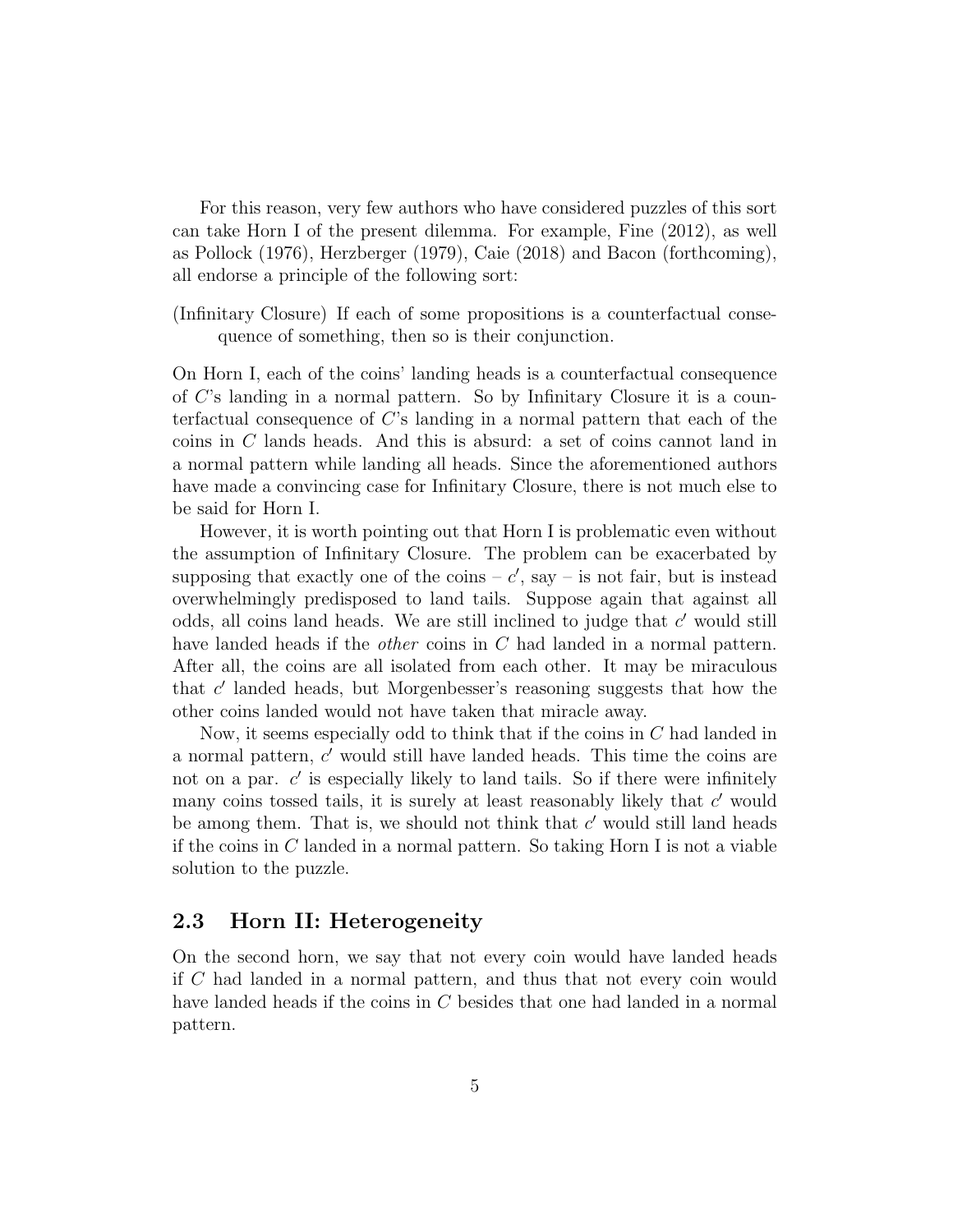For this reason, very few authors who have considered puzzles of this sort can take Horn I of the present dilemma. For example, Fine (2012), as well as Pollock (1976), Herzberger (1979), Caie (2018) and Bacon (forthcoming), all endorse a principle of the following sort:

(Infinitary Closure) If each of some propositions is a counterfactual consequence of something, then so is their conjunction.

On Horn I, each of the coins' landing heads is a counterfactual consequence of $C$'s landing in a normal pattern. So by Infinitary Closure it is a counterfactual consequence of $C$'s landing in a normal pattern that each of the coins in $C$ lands heads. And this is absurd: a set of coins cannot land in a normal pattern while landing all heads. Since the aforementioned authors have made a convincing case for Infinitary Closure, there is not much else to be said for Horn I.

However, it is worth pointing out that Horn I is problematic even without the assumption of Infinitary Closure. The problem can be exacerbated by supposing that exactly one of the coins – $c'$, say – is not fair, but is instead overwhelmingly predisposed to land tails. Suppose again that against all odds, all coins land heads. We are still inclined to judge that $c'$ would still have landed heads if the *other* coins in $C$ had landed in a normal pattern. After all, the coins are all isolated from each other. It may be miraculous that $c'$ landed heads, but Morgenbesser's reasoning suggests that how the other coins landed would not have taken that miracle away.

Now, it seems especially odd to think that if the coins in $C$ had landed in a normal pattern, $c'$ would still have landed heads. This time the coins are not on a par. $c'$ is especially likely to land tails. So if there were infinitely many coins tossed tails, it is surely at least reasonably likely that $c'$ would be among them. That is, we should not think that $c'$ would still land heads if the coins in $C$ landed in a normal pattern. So taking Horn I is not a viable solution to the puzzle.

## 2.3 Horn II: Heterogeneity

On the second horn, we say that not every coin would have landed heads if $C$ had landed in a normal pattern, and thus that not every coin would have landed heads if the coins in $C$ besides that one had landed in a normal pattern.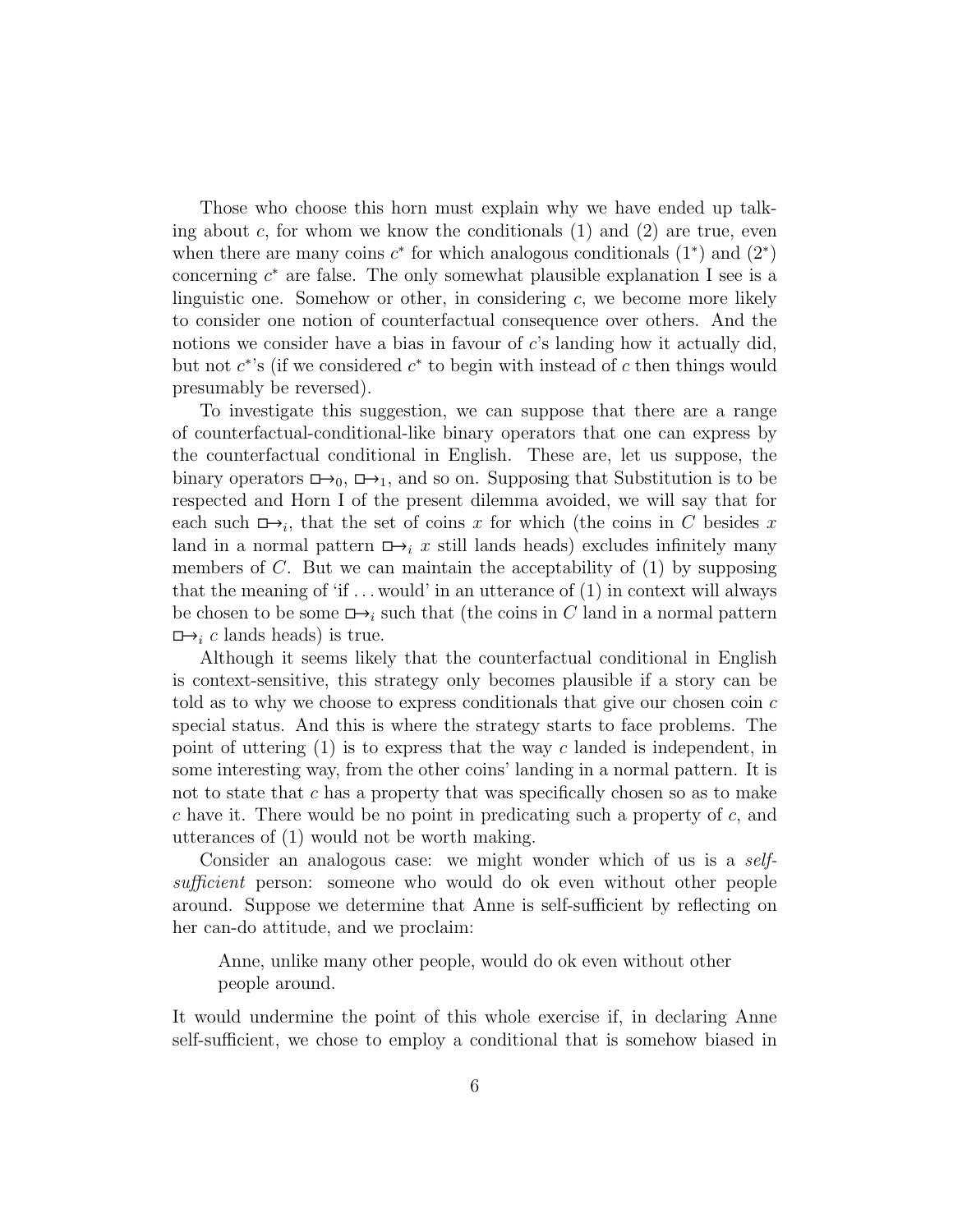Those who choose this horn must explain why we have ended up talking about $c$, for whom we know the conditionals (1) and (2) are true, even when there are many coins $c^*$ for which analogous conditionals ($1^*$) and ($2^*$) concerning $c^*$ are false. The only somewhat plausible explanation I see is a linguistic one. Somehow or other, in considering $c$, we become more likely to consider one notion of counterfactual consequence over others. And the notions we consider have a bias in favour of $c$'s landing how it actually did, but not $c^*$'s (if we considered $c^*$ to begin with instead of $c$ then things would presumably be reversed).

To investigate this suggestion, we can suppose that there are a range of counterfactual-conditional-like binary operators that one can express by the counterfactual conditional in English. These are, let us suppose, the binary operators $\Box\!\!\rightarrow_0$, $\Box\!\!\rightarrow_1$, and so on. Supposing that Substitution is to be respected and Horn I of the present dilemma avoided, we will say that for each such $\Box\!\!\rightarrow_i$, that the set of coins $x$ for which (the coins in $C$ besides $x$ land in a normal pattern $\Box\!\!\rightarrow_i$ $x$ still lands heads) excludes infinitely many members of $C$. But we can maintain the acceptability of (1) by supposing that the meaning of 'if ... would' in an utterance of (1) in context will always be chosen to be some $\Box\!\!\rightarrow_i$ such that (the coins in $C$ land in a normal pattern $\Box\!\!\rightarrow_i$ $c$ lands heads) is true.

Although it seems likely that the counterfactual conditional in English is context-sensitive, this strategy only becomes plausible if a story can be told as to why we choose to express conditionals that give our chosen coin $c$ special status. And this is where the strategy starts to face problems. The point of uttering (1) is to express that the way $c$ landed is independent, in some interesting way, from the other coins' landing in a normal pattern. It is not to state that $c$ has a property that was specifically chosen so as to make $c$ have it. There would be no point in predicating such a property of $c$, and utterances of (1) would not be worth making.

Consider an analogous case: we might wonder which of us is a *self-sufficient* person: someone who would do ok even without other people around. Suppose we determine that Anne is self-sufficient by reflecting on her can-do attitude, and we proclaim:

> Anne, unlike many other people, would do ok even without other people around.

It would undermine the point of this whole exercise if, in declaring Anne self-sufficient, we chose to employ a conditional that is somehow biased in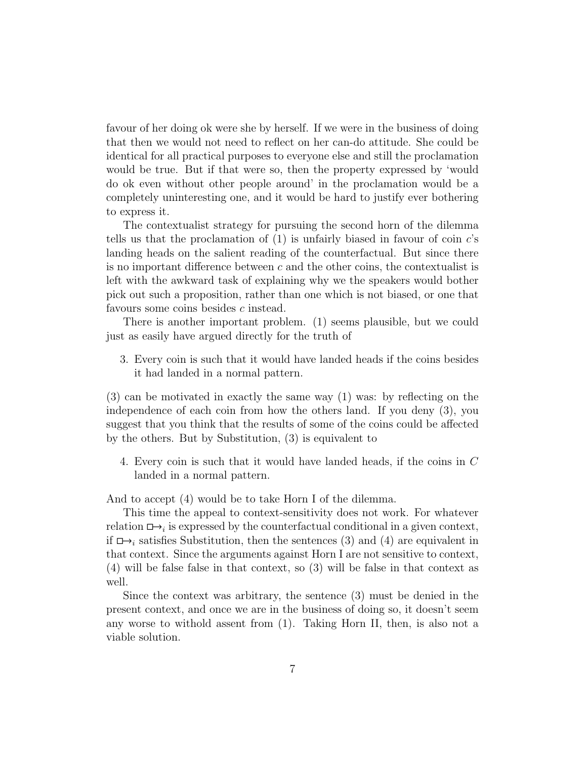favour of her doing ok were she by herself. If we were in the business of doing that then we would not need to reflect on her can-do attitude. She could be identical for all practical purposes to everyone else and still the proclamation would be true. But if that were so, then the property expressed by 'would do ok even without other people around' in the proclamation would be a completely uninteresting one, and it would be hard to justify ever bothering to express it.

The contextualist strategy for pursuing the second horn of the dilemma tells us that the proclamation of (1) is unfairly biased in favour of coin $c$'s landing heads on the salient reading of the counterfactual. But since there is no important difference between $c$ and the other coins, the contextualist is left with the awkward task of explaining why we the speakers would bother pick out such a proposition, rather than one which is not biased, or one that favours some coins besides $c$ instead.

There is another important problem. (1) seems plausible, but we could just as easily have argued directly for the truth of

3. Every coin is such that it would have landed heads if the coins besides it had landed in a normal pattern.

(3) can be motivated in exactly the same way (1) was: by reflecting on the independence of each coin from how the others land. If you deny (3), you suggest that you think that the results of some of the coins could be affected by the others. But by Substitution, (3) is equivalent to

4. Every coin is such that it would have landed heads, if the coins in $C$ landed in a normal pattern.

And to accept (4) would be to take Horn I of the dilemma.

This time the appeal to context-sensitivity does not work. For whatever relation $\Box\!\!\rightarrow_i$ is expressed by the counterfactual conditional in a given context, if $\Box\!\!\rightarrow_i$ satisfies Substitution, then the sentences (3) and (4) are equivalent in that context. Since the arguments against Horn I are not sensitive to context, (4) will be false false in that context, so (3) will be false in that context as well.

Since the context was arbitrary, the sentence (3) must be denied in the present context, and once we are in the business of doing so, it doesn't seem any worse to withold assent from (1). Taking Horn II, then, is also not a viable solution.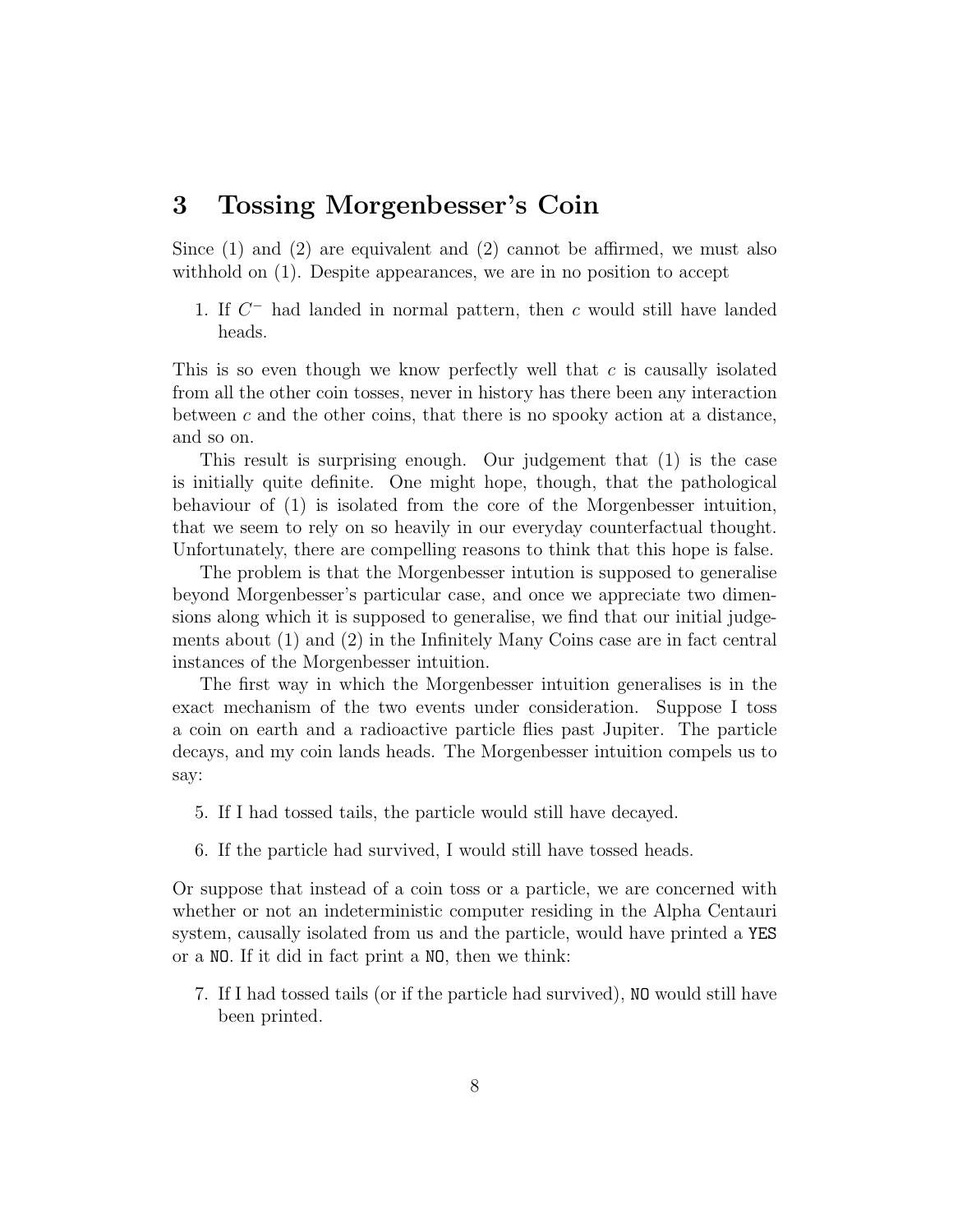## 3 Tossing Morgenbesser's Coin

Since (1) and (2) are equivalent and (2) cannot be affirmed, we must also withhold on (1). Despite appearances, we are in no position to accept

1. If $C^-$ had landed in normal pattern, then $c$ would still have landed heads.

This is so even though we know perfectly well that $c$ is causally isolated from all the other coin tosses, never in history has there been any interaction between $c$ and the other coins, that there is no spooky action at a distance, and so on.

This result is surprising enough. Our judgement that (1) is the case is initially quite definite. One might hope, though, that the pathological behaviour of (1) is isolated from the core of the Morgenbesser intuition, that we seem to rely on so heavily in our everyday counterfactual thought. Unfortunately, there are compelling reasons to think that this hope is false.

The problem is that the Morgenbesser intution is supposed to generalise beyond Morgenbesser's particular case, and once we appreciate two dimensions along which it is supposed to generalise, we find that our initial judgements about (1) and (2) in the Infinitely Many Coins case are in fact central instances of the Morgenbesser intuition.

The first way in which the Morgenbesser intuition generalises is in the exact mechanism of the two events under consideration. Suppose I toss a coin on earth and a radioactive particle flies past Jupiter. The particle decays, and my coin lands heads. The Morgenbesser intuition compels us to say:

5. If I had tossed tails, the particle would still have decayed.
6. If the particle had survived, I would still have tossed heads.

Or suppose that instead of a coin toss or a particle, we are concerned with whether or not an indeterministic computer residing in the Alpha Centauri system, causally isolated from us and the particle, would have printed a `YES` or a `NO`. If it did in fact print a `NO`, then we think:

7. If I had tossed tails (or if the particle had survived), `NO` would still have been printed.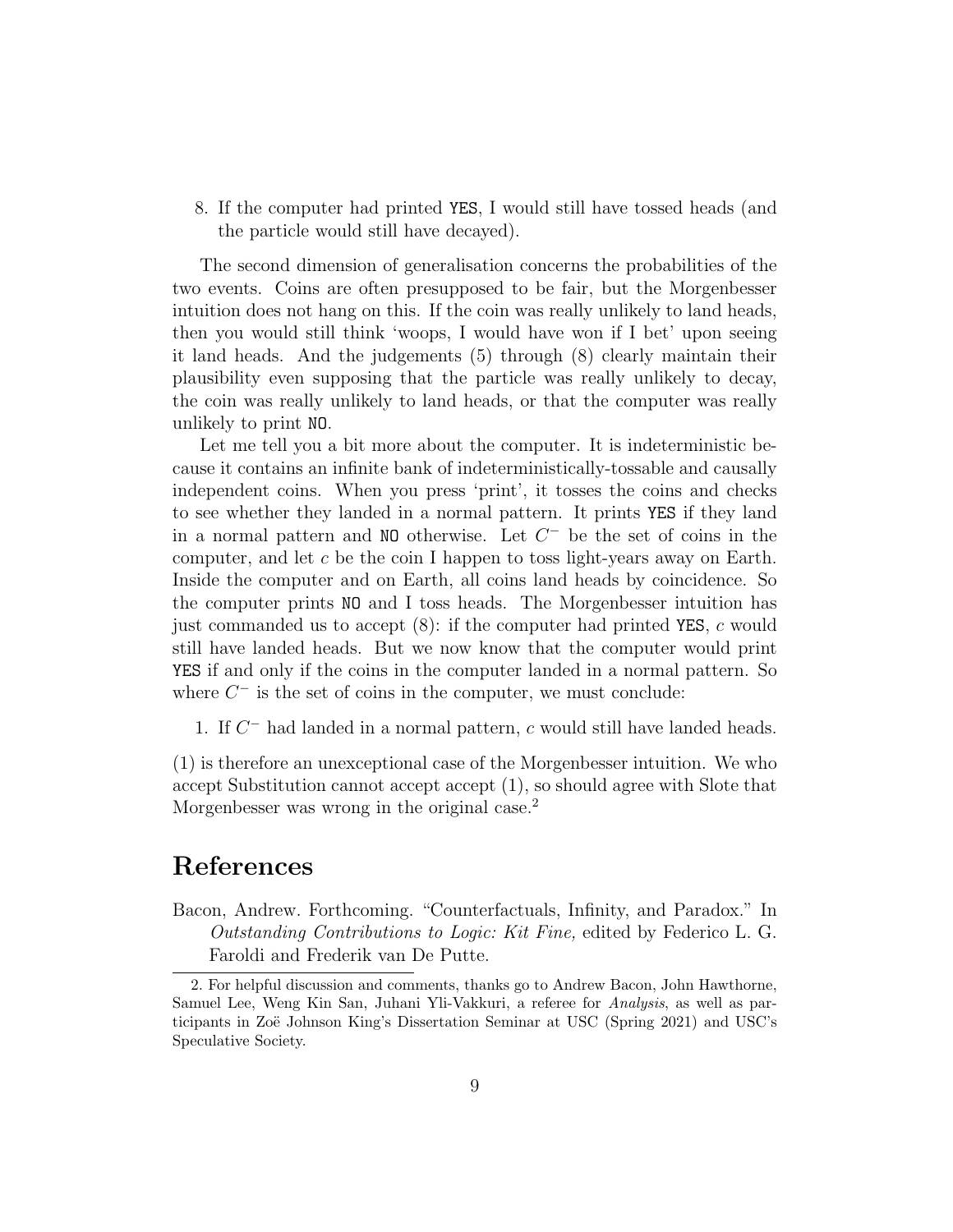8. If the computer had printed `YES`, I would still have tossed heads (and the particle would still have decayed).

The second dimension of generalisation concerns the probabilities of the two events. Coins are often presupposed to be fair, but the Morgenbesser intuition does not hang on this. If the coin was really unlikely to land heads, then you would still think 'woops, I would have won if I bet' upon seeing it land heads. And the judgements (5) through (8) clearly maintain their plausibility even supposing that the particle was really unlikely to decay, the coin was really unlikely to land heads, or that the computer was really unlikely to print `NO`.

Let me tell you a bit more about the computer. It is indeterministic because it contains an infinite bank of indeterministically-tossable and causally independent coins. When you press 'print', it tosses the coins and checks to see whether they landed in a normal pattern. It prints `YES` if they land in a normal pattern and `NO` otherwise. Let $C^-$ be the set of coins in the computer, and let $c$ be the coin I happen to toss light-years away on Earth. Inside the computer and on Earth, all coins land heads by coincidence. So the computer prints `NO` and I toss heads. The Morgenbesser intuition has just commanded us to accept (8): if the computer had printed `YES`, $c$ would still have landed heads. But we now know that the computer would print `YES` if and only if the coins in the computer landed in a normal pattern. So where $C^-$ is the set of coins in the computer, we must conclude:

1. If $C^-$ had landed in a normal pattern, $c$ would still have landed heads.

(1) is therefore an unexceptional case of the Morgenbesser intuition. We who accept Substitution cannot accept accept (1), so should agree with Slote that Morgenbesser was wrong in the original case.[2]

## References

Bacon, Andrew. Forthcoming. "Counterfactuals, Infinity, and Paradox." In *Outstanding Contributions to Logic: Kit Fine,* edited by Federico L. G. Faroldi and Frederik van De Putte.

---

2. For helpful discussion and comments, thanks go to Andrew Bacon, John Hawthorne, Samuel Lee, Weng Kin San, Juhani Yli-Vakkuri, a referee for *Analysis*, as well as participants in Zoë Johnson King's Dissertation Seminar at USC (Spring 2021) and USC's Speculative Society.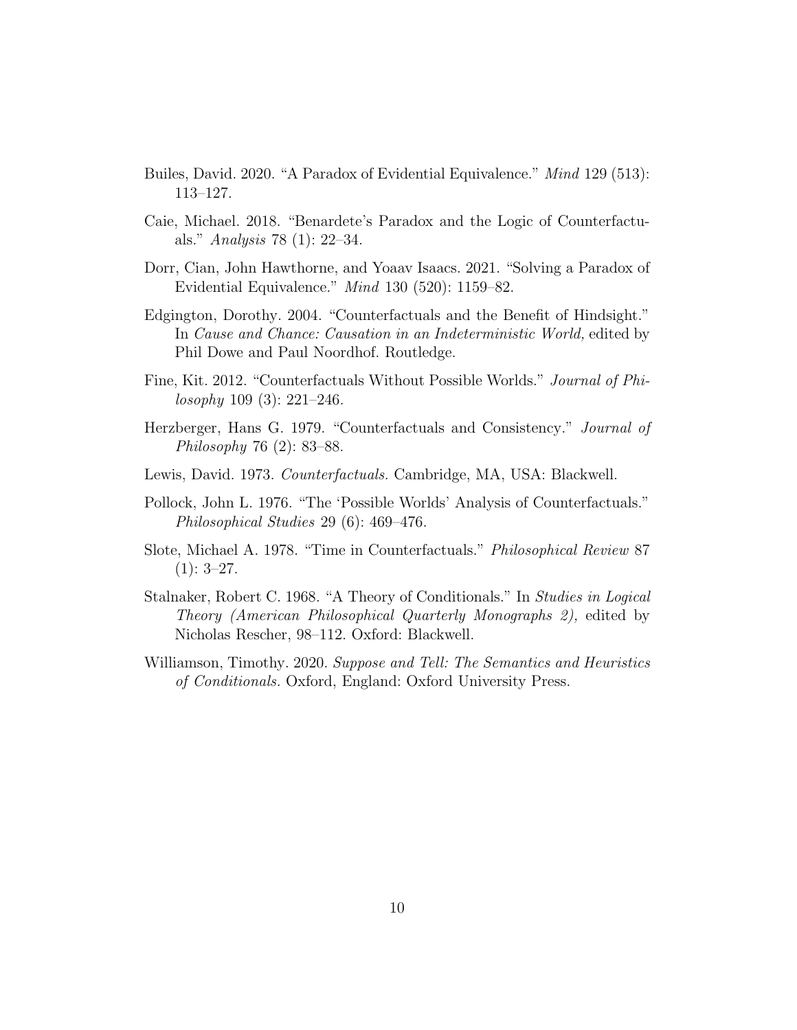Builes, David. 2020. "A Paradox of Evidential Equivalence." *Mind* 129 (513): 113–127.

Caie, Michael. 2018. "Benardete's Paradox and the Logic of Counterfactuals." *Analysis* 78 (1): 22–34.

Dorr, Cian, John Hawthorne, and Yoaav Isaacs. 2021. "Solving a Paradox of Evidential Equivalence." *Mind* 130 (520): 1159–82.

Edgington, Dorothy. 2004. "Counterfactuals and the Benefit of Hindsight." In *Cause and Chance: Causation in an Indeterministic World,* edited by Phil Dowe and Paul Noordhof. Routledge.

Fine, Kit. 2012. "Counterfactuals Without Possible Worlds." *Journal of Philosophy* 109 (3): 221–246.

Herzberger, Hans G. 1979. "Counterfactuals and Consistency." *Journal of Philosophy* 76 (2): 83–88.

Lewis, David. 1973. *Counterfactuals.* Cambridge, MA, USA: Blackwell.

Pollock, John L. 1976. "The 'Possible Worlds' Analysis of Counterfactuals." *Philosophical Studies* 29 (6): 469–476.

Slote, Michael A. 1978. "Time in Counterfactuals." *Philosophical Review* 87 (1): 3–27.

Stalnaker, Robert C. 1968. "A Theory of Conditionals." In *Studies in Logical Theory (American Philosophical Quarterly Monographs 2),* edited by Nicholas Rescher, 98–112. Oxford: Blackwell.

Williamson, Timothy. 2020. *Suppose and Tell: The Semantics and Heuristics of Conditionals.* Oxford, England: Oxford University Press.